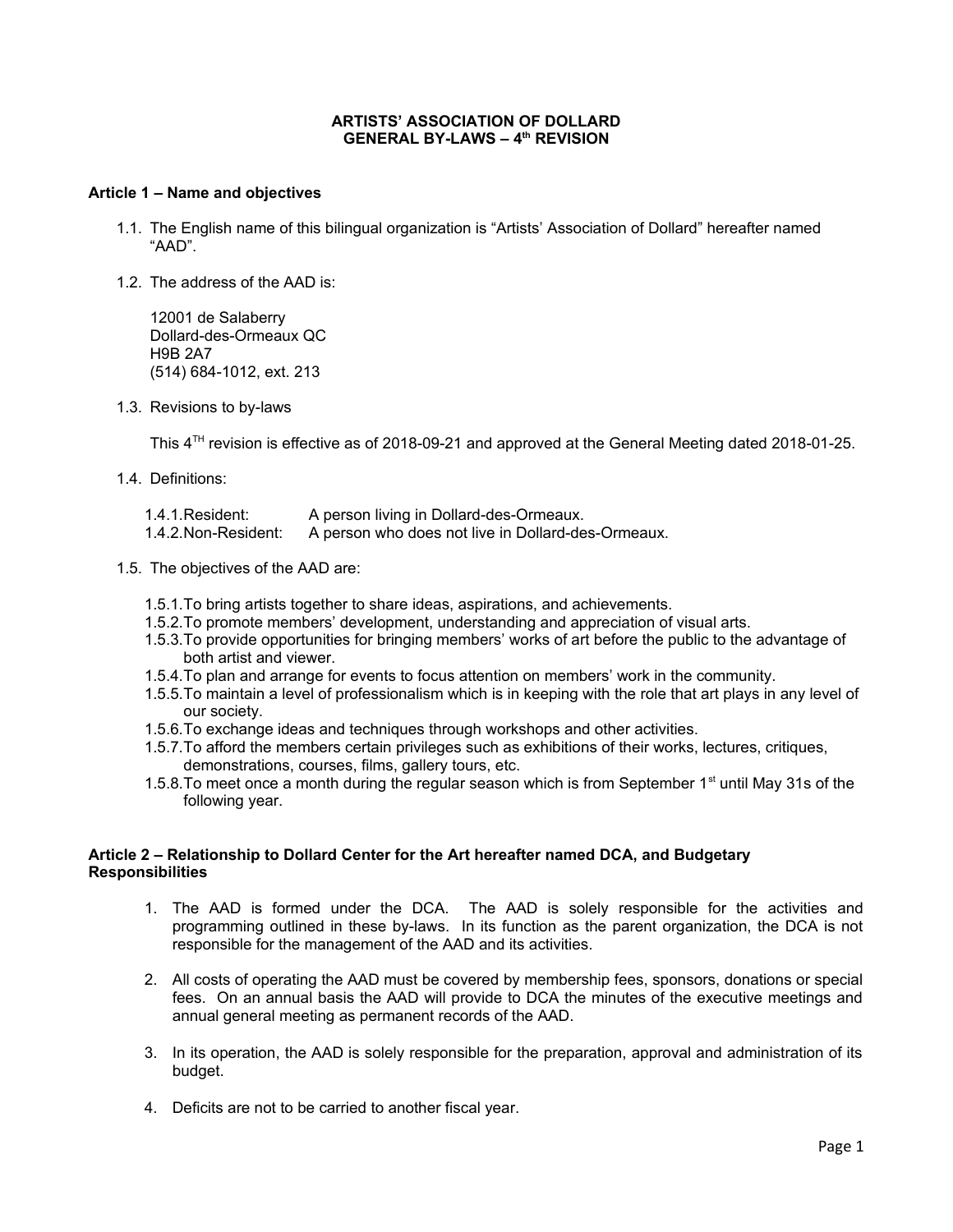# ARTISTS' ASSOCIATION OF DOLLARD
# GENERAL BY-LAWS – 4th REVISION

## Article 1 – Name and objectives

1.1. The English name of this bilingual organization is "Artists' Association of Dollard" hereafter named "AAD".

1.2. The address of the AAD is:

12001 de Salaberry
Dollard-des-Ormeaux QC
H9B 2A7
(514) 684-1012, ext. 213

1.3. Revisions to by-laws

This 4TH revision is effective as of 2018-09-21 and approved at the General Meeting dated 2018-01-25.

1.4. Definitions:

1.4.1. Resident: A person living in Dollard-des-Ormeaux.
1.4.2. Non-Resident: A person who does not live in Dollard-des-Ormeaux.

1.5. The objectives of the AAD are:

1.5.1. To bring artists together to share ideas, aspirations, and achievements.
1.5.2. To promote members' development, understanding and appreciation of visual arts.
1.5.3. To provide opportunities for bringing members' works of art before the public to the advantage of both artist and viewer.
1.5.4. To plan and arrange for events to focus attention on members' work in the community.
1.5.5. To maintain a level of professionalism which is in keeping with the role that art plays in any level of our society.
1.5.6. To exchange ideas and techniques through workshops and other activities.
1.5.7. To afford the members certain privileges such as exhibitions of their works, lectures, critiques, demonstrations, courses, films, gallery tours, etc.
1.5.8. To meet once a month during the regular season which is from September 1st until May 31s of the following year.

## Article 2 – Relationship to Dollard Center for the Art hereafter named DCA, and Budgetary Responsibilities

1. The AAD is formed under the DCA. The AAD is solely responsible for the activities and programming outlined in these by-laws. In its function as the parent organization, the DCA is not responsible for the management of the AAD and its activities.

2. All costs of operating the AAD must be covered by membership fees, sponsors, donations or special fees. On an annual basis the AAD will provide to DCA the minutes of the executive meetings and annual general meeting as permanent records of the AAD.

3. In its operation, the AAD is solely responsible for the preparation, approval and administration of its budget.

4. Deficits are not to be carried to another fiscal year.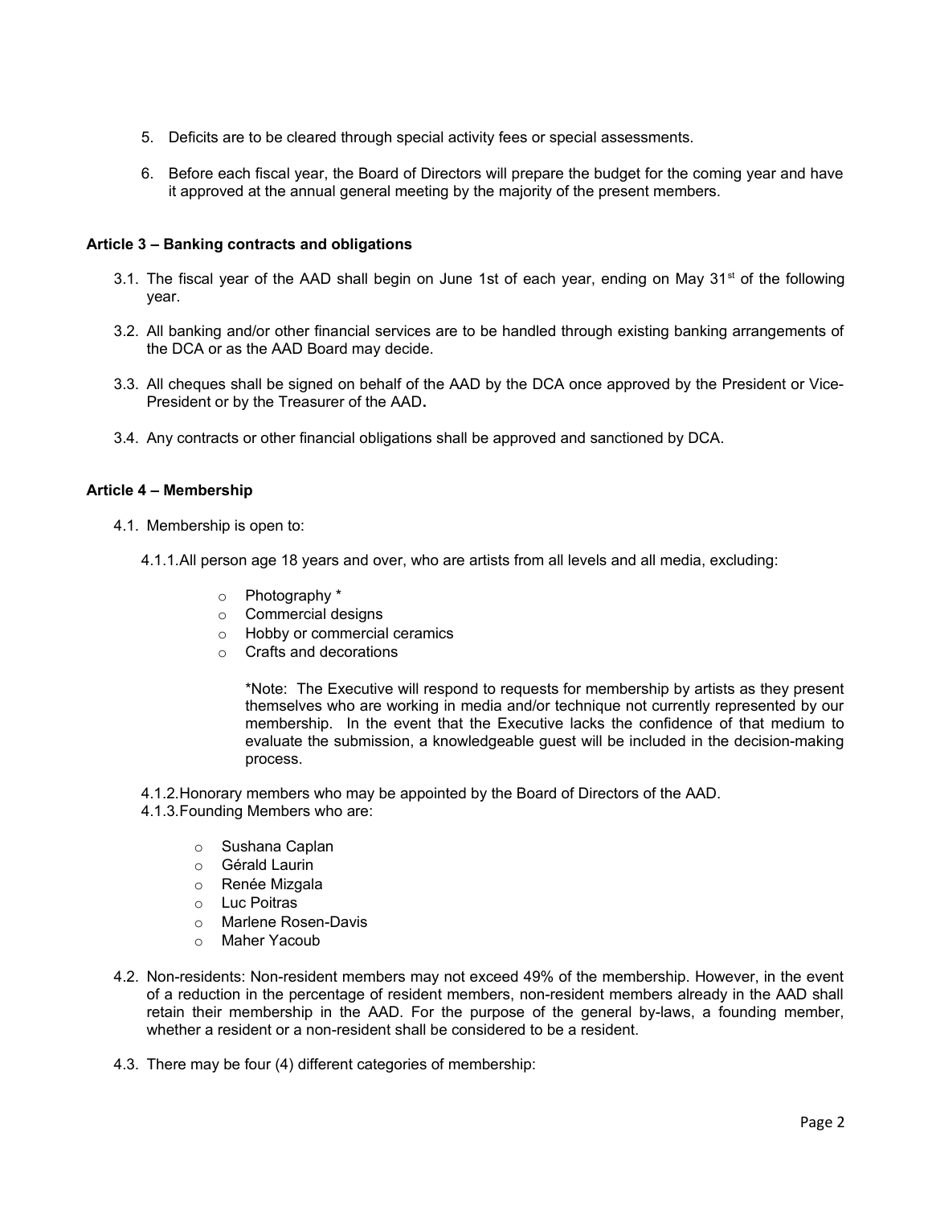5. Deficits are to be cleared through special activity fees or special assessments.

6. Before each fiscal year, the Board of Directors will prepare the budget for the coming year and have it approved at the annual general meeting by the majority of the present members.

### Article 3 – Banking contracts and obligations

3.1. The fiscal year of the AAD shall begin on June 1st of each year, ending on May 31st of the following year.

3.2. All banking and/or other financial services are to be handled through existing banking arrangements of the DCA or as the AAD Board may decide.

3.3. All cheques shall be signed on behalf of the AAD by the DCA once approved by the President or Vice-President or by the Treasurer of the AAD**.**

3.4. Any contracts or other financial obligations shall be approved and sanctioned by DCA.

### Article 4 – Membership

4.1. Membership is open to:

4.1.1. All person age 18 years and over, who are artists from all levels and all media, excluding:

- Photography *
- Commercial designs
- Hobby or commercial ceramics
- Crafts and decorations

*Note: The Executive will respond to requests for membership by artists as they present themselves who are working in media and/or technique not currently represented by our membership. In the event that the Executive lacks the confidence of that medium to evaluate the submission, a knowledgeable guest will be included in the decision-making process.

4.1.2. Honorary members who may be appointed by the Board of Directors of the AAD.

4.1.3. Founding Members who are:

- Sushana Caplan
- Gérald Laurin
- Renée Mizgala
- Luc Poitras
- Marlene Rosen-Davis
- Maher Yacoub

4.2. Non-residents: Non-resident members may not exceed 49% of the membership. However, in the event of a reduction in the percentage of resident members, non-resident members already in the AAD shall retain their membership in the AAD. For the purpose of the general by-laws, a founding member, whether a resident or a non-resident shall be considered to be a resident.

4.3. There may be four (4) different categories of membership: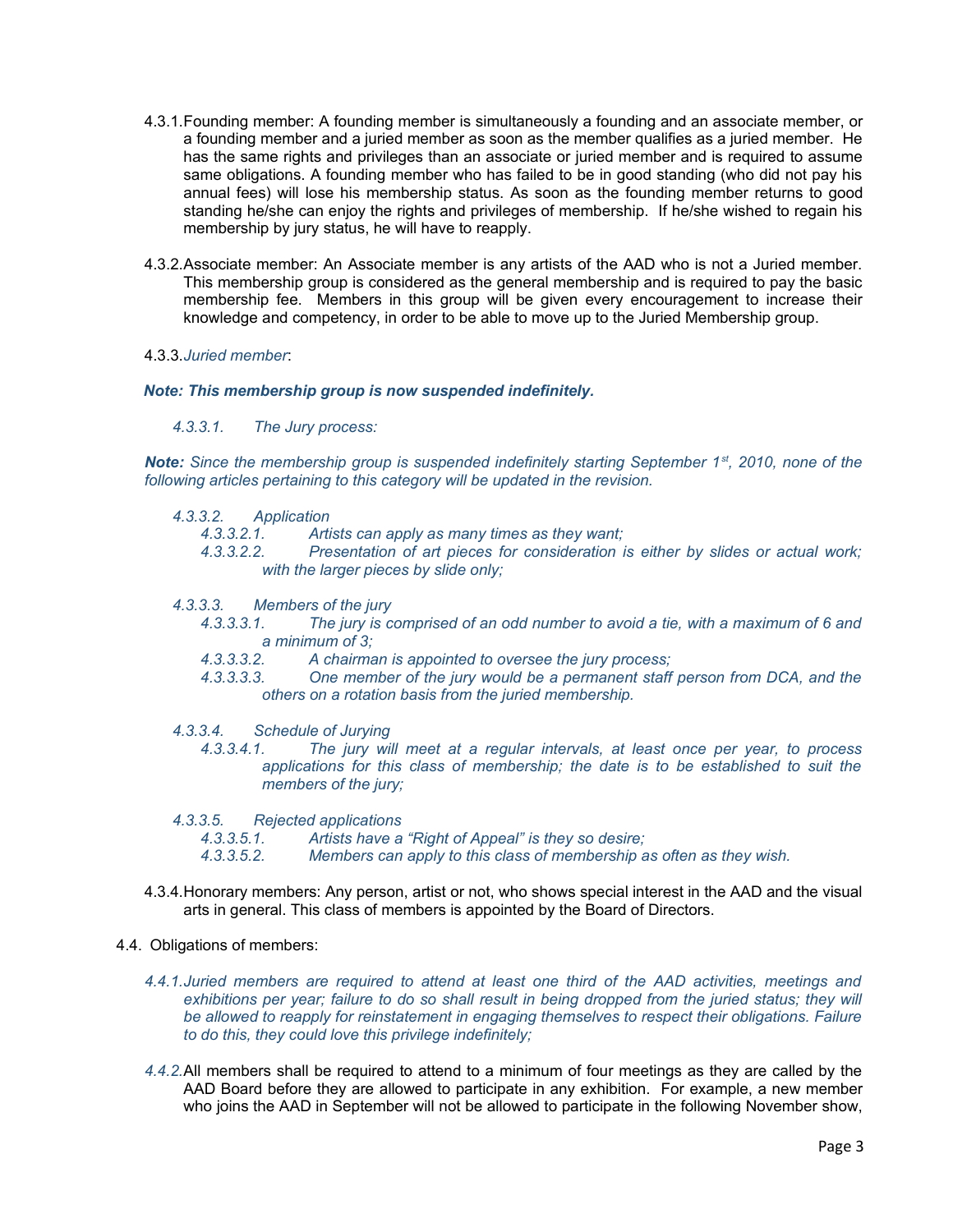4.3.1. Founding member: A founding member is simultaneously a founding and an associate member, or a founding member and a juried member as soon as the member qualifies as a juried member. He has the same rights and privileges than an associate or juried member and is required to assume same obligations. A founding member who has failed to be in good standing (who did not pay his annual fees) will lose his membership status. As soon as the founding member returns to good standing he/she can enjoy the rights and privileges of membership. If he/she wished to regain his membership by jury status, he will have to reapply.

4.3.2. Associate member: An Associate member is any artists of the AAD who is not a Juried member. This membership group is considered as the general membership and is required to pay the basic membership fee. Members in this group will be given every encouragement to increase their knowledge and competency, in order to be able to move up to the Juried Membership group.

4.3.3. *Juried member*:

***Note: This membership group is now suspended indefinitely.***

*4.3.3.1. The Jury process:*

***Note:** Since the membership group is suspended indefinitely starting September 1st, 2010, none of the following articles pertaining to this category will be updated in the revision.*

*4.3.3.2. Application*

*4.3.3.2.1. Artists can apply as many times as they want;*

*4.3.3.2.2. Presentation of art pieces for consideration is either by slides or actual work; with the larger pieces by slide only;*

*4.3.3.3. Members of the jury*

*4.3.3.3.1. The jury is comprised of an odd number to avoid a tie, with a maximum of 6 and a minimum of 3;*

*4.3.3.3.2. A chairman is appointed to oversee the jury process;*

*4.3.3.3.3. One member of the jury would be a permanent staff person from DCA, and the others on a rotation basis from the juried membership.*

*4.3.3.4. Schedule of Jurying*

*4.3.3.4.1. The jury will meet at a regular intervals, at least once per year, to process applications for this class of membership; the date is to be established to suit the members of the jury;*

*4.3.3.5. Rejected applications*

*4.3.3.5.1. Artists have a "Right of Appeal" is they so desire;*

*4.3.3.5.2. Members can apply to this class of membership as often as they wish.*

4.3.4. Honorary members: Any person, artist or not, who shows special interest in the AAD and the visual arts in general. This class of members is appointed by the Board of Directors.

4.4. Obligations of members:

*4.4.1. Juried members are required to attend at least one third of the AAD activities, meetings and exhibitions per year; failure to do so shall result in being dropped from the juried status; they will be allowed to reapply for reinstatement in engaging themselves to respect their obligations. Failure to do this, they could love this privilege indefinitely;*

*4.4.2.* All members shall be required to attend to a minimum of four meetings as they are called by the AAD Board before they are allowed to participate in any exhibition. For example, a new member who joins the AAD in September will not be allowed to participate in the following November show,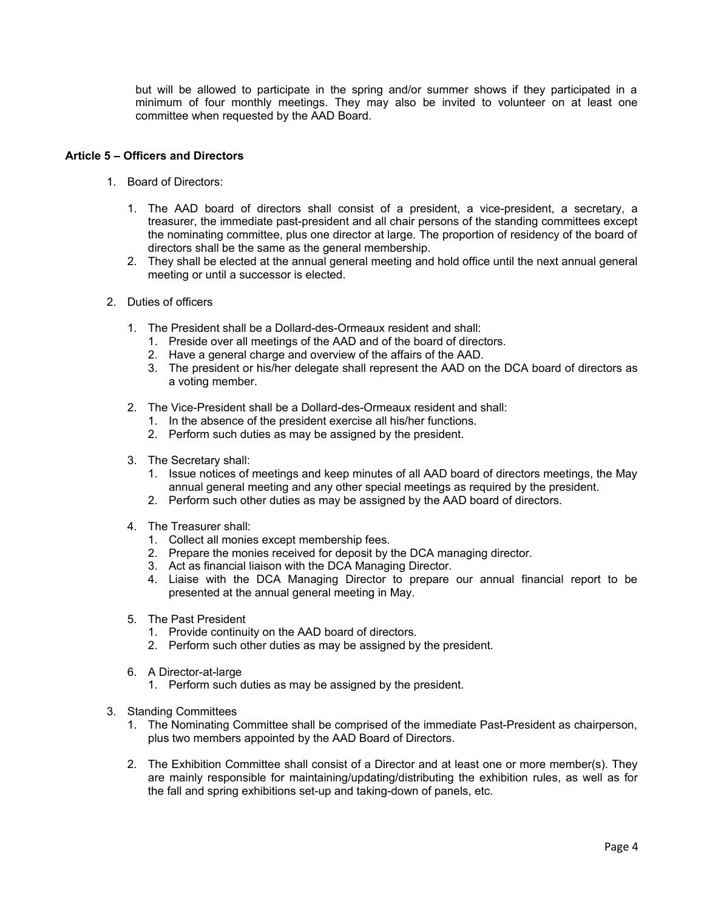but will be allowed to participate in the spring and/or summer shows if they participated in a minimum of four monthly meetings. They may also be invited to volunteer on at least one committee when requested by the AAD Board.

**Article 5 – Officers and Directors**

1. Board of Directors:

    1. The AAD board of directors shall consist of a president, a vice-president, a secretary, a treasurer, the immediate past-president and all chair persons of the standing committees except the nominating committee, plus one director at large. The proportion of residency of the board of directors shall be the same as the general membership.
    2. They shall be elected at the annual general meeting and hold office until the next annual general meeting or until a successor is elected.

2. Duties of officers

    1. The President shall be a Dollard-des-Ormeaux resident and shall:
        1. Preside over all meetings of the AAD and of the board of directors.
        2. Have a general charge and overview of the affairs of the AAD.
        3. The president or his/her delegate shall represent the AAD on the DCA board of directors as a voting member.

    2. The Vice-President shall be a Dollard-des-Ormeaux resident and shall:
        1. In the absence of the president exercise all his/her functions.
        2. Perform such duties as may be assigned by the president.

    3. The Secretary shall:
        1. Issue notices of meetings and keep minutes of all AAD board of directors meetings, the May annual general meeting and any other special meetings as required by the president.
        2. Perform such other duties as may be assigned by the AAD board of directors.

    4. The Treasurer shall:
        1. Collect all monies except membership fees.
        2. Prepare the monies received for deposit by the DCA managing director.
        3. Act as financial liaison with the DCA Managing Director.
        4. Liaise with the DCA Managing Director to prepare our annual financial report to be presented at the annual general meeting in May.

    5. The Past President
        1. Provide continuity on the AAD board of directors.
        2. Perform such other duties as may be assigned by the president.

    6. A Director-at-large
        1. Perform such duties as may be assigned by the president.

3. Standing Committees
    1. The Nominating Committee shall be comprised of the immediate Past-President as chairperson, plus two members appointed by the AAD Board of Directors.

    2. The Exhibition Committee shall consist of a Director and at least one or more member(s). They are mainly responsible for maintaining/updating/distributing the exhibition rules, as well as for the fall and spring exhibitions set-up and taking-down of panels, etc.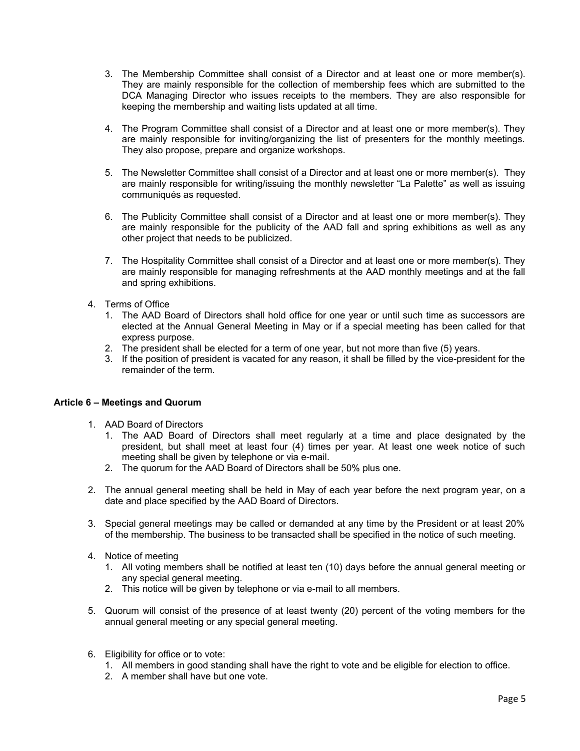3. The Membership Committee shall consist of a Director and at least one or more member(s). They are mainly responsible for the collection of membership fees which are submitted to the DCA Managing Director who issues receipts to the members. They are also responsible for keeping the membership and waiting lists updated at all time.

4. The Program Committee shall consist of a Director and at least one or more member(s). They are mainly responsible for inviting/organizing the list of presenters for the monthly meetings. They also propose, prepare and organize workshops.

5. The Newsletter Committee shall consist of a Director and at least one or more member(s). They are mainly responsible for writing/issuing the monthly newsletter "La Palette" as well as issuing communiqués as requested.

6. The Publicity Committee shall consist of a Director and at least one or more member(s). They are mainly responsible for the publicity of the AAD fall and spring exhibitions as well as any other project that needs to be publicized.

7. The Hospitality Committee shall consist of a Director and at least one or more member(s). They are mainly responsible for managing refreshments at the AAD monthly meetings and at the fall and spring exhibitions.

4. Terms of Office
   1. The AAD Board of Directors shall hold office for one year or until such time as successors are elected at the Annual General Meeting in May or if a special meeting has been called for that express purpose.
   2. The president shall be elected for a term of one year, but not more than five (5) years.
   3. If the position of president is vacated for any reason, it shall be filled by the vice-president for the remainder of the term.

**Article 6 – Meetings and Quorum**

1. AAD Board of Directors
   1. The AAD Board of Directors shall meet regularly at a time and place designated by the president, but shall meet at least four (4) times per year. At least one week notice of such meeting shall be given by telephone or via e-mail.
   2. The quorum for the AAD Board of Directors shall be 50% plus one.

2. The annual general meeting shall be held in May of each year before the next program year, on a date and place specified by the AAD Board of Directors.

3. Special general meetings may be called or demanded at any time by the President or at least 20% of the membership. The business to be transacted shall be specified in the notice of such meeting.

4. Notice of meeting
   1. All voting members shall be notified at least ten (10) days before the annual general meeting or any special general meeting.
   2. This notice will be given by telephone or via e-mail to all members.

5. Quorum will consist of the presence of at least twenty (20) percent of the voting members for the annual general meeting or any special general meeting.

6. Eligibility for office or to vote:
   1. All members in good standing shall have the right to vote and be eligible for election to office.
   2. A member shall have but one vote.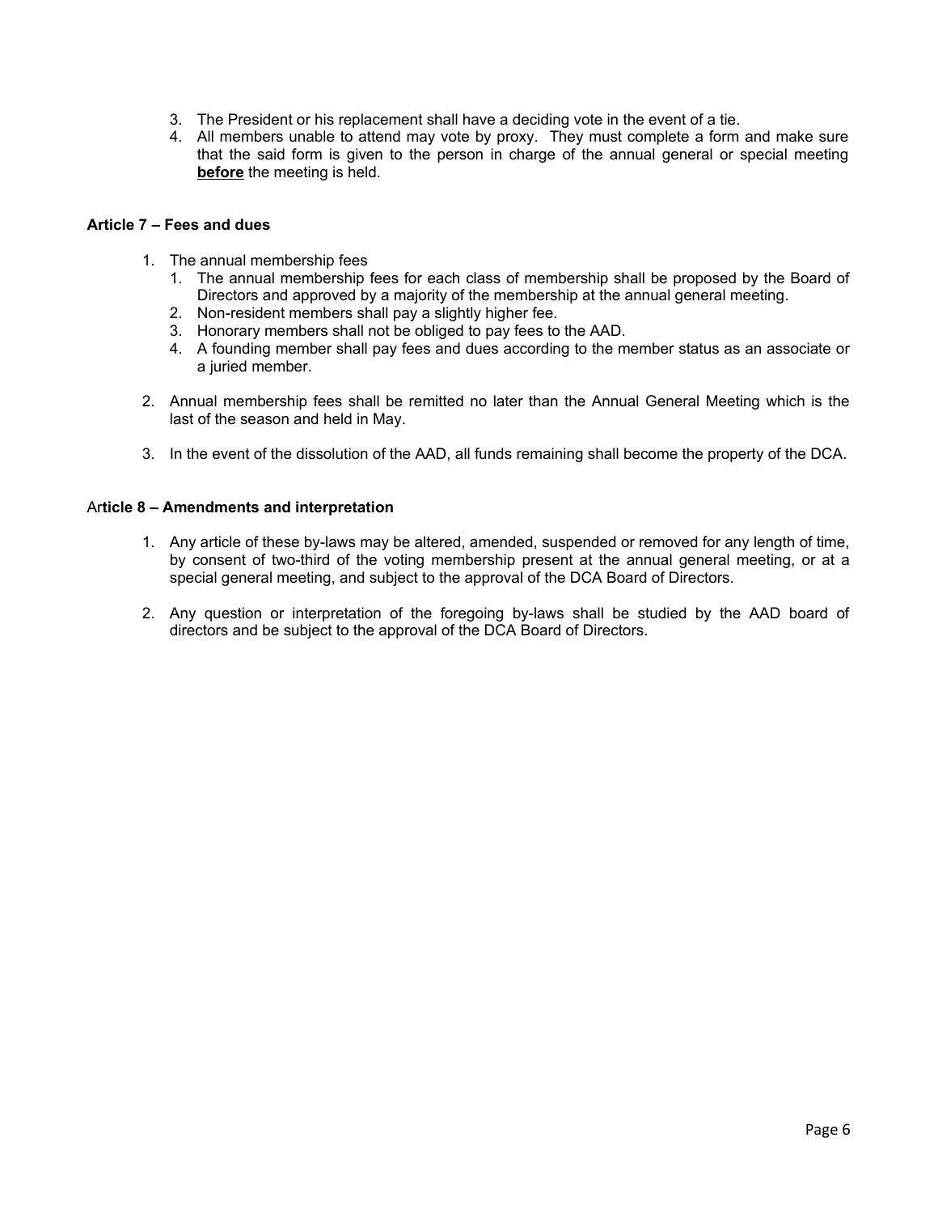3. The President or his replacement shall have a deciding vote in the event of a tie.
4. All members unable to attend may vote by proxy. They must complete a form and make sure that the said form is given to the person in charge of the annual general or special meeting **before** the meeting is held.

**Article 7 – Fees and dues**

1. The annual membership fees
    1. The annual membership fees for each class of membership shall be proposed by the Board of Directors and approved by a majority of the membership at the annual general meeting.
    2. Non-resident members shall pay a slightly higher fee.
    3. Honorary members shall not be obliged to pay fees to the AAD.
    4. A founding member shall pay fees and dues according to the member status as an associate or a juried member.

2. Annual membership fees shall be remitted no later than the Annual General Meeting which is the last of the season and held in May.

3. In the event of the dissolution of the AAD, all funds remaining shall become the property of the DCA.

**Article 8 – Amendments and interpretation**

1. Any article of these by-laws may be altered, amended, suspended or removed for any length of time, by consent of two-third of the voting membership present at the annual general meeting, or at a special general meeting, and subject to the approval of the DCA Board of Directors.

2. Any question or interpretation of the foregoing by-laws shall be studied by the AAD board of directors and be subject to the approval of the DCA Board of Directors.